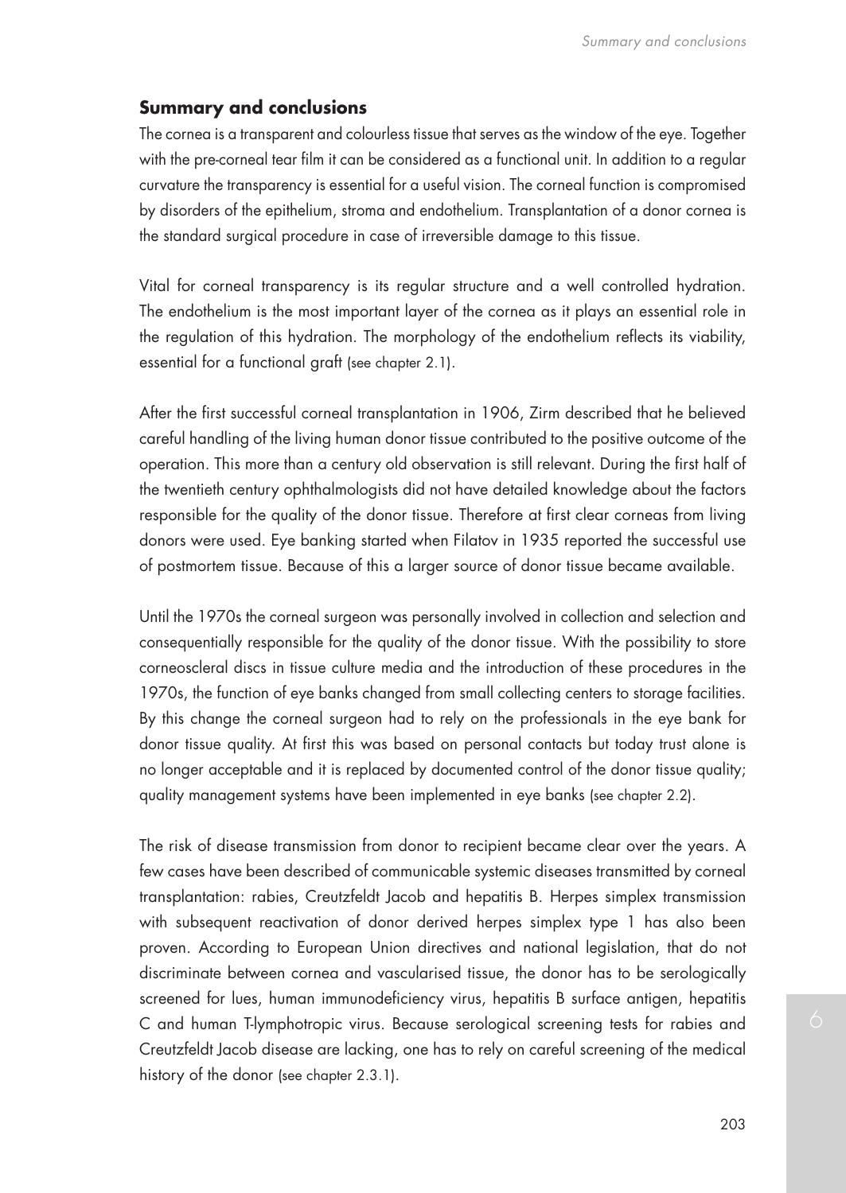## Summary and conclusions

The cornea is a transparent and colourless tissue that serves as the window of the eye. Together with the pre-corneal tear film it can be considered as a functional unit. In addition to a regular curvature the transparency is essential for a useful vision. The corneal function is compromised by disorders of the epithelium, stroma and endothelium. Transplantation of a donor cornea is the standard surgical procedure in case of irreversible damage to this tissue.

Vital for corneal transparency is its regular structure and a well controlled hydration. The endothelium is the most important layer of the cornea as it plays an essential role in the regulation of this hydration. The morphology of the endothelium reflects its viability, essential for a functional graft (see chapter 2.1).

After the first successful corneal transplantation in 1906, Zirm described that he believed careful handling of the living human donor tissue contributed to the positive outcome of the operation. This more than a century old observation is still relevant. During the first half of the twentieth century ophthalmologists did not have detailed knowledge about the factors responsible for the quality of the donor tissue. Therefore at first clear corneas from living donors were used. Eye banking started when Filatov in 1935 reported the successful use of postmortem tissue. Because of this a larger source of donor tissue became available.

Until the 1970s the corneal surgeon was personally involved in collection and selection and consequentially responsible for the quality of the donor tissue. With the possibility to store corneoscleral discs in tissue culture media and the introduction of these procedures in the 1970s, the function of eye banks changed from small collecting centers to storage facilities. By this change the corneal surgeon had to rely on the professionals in the eye bank for donor tissue quality. At first this was based on personal contacts but today trust alone is no longer acceptable and it is replaced by documented control of the donor tissue quality; quality management systems have been implemented in eye banks (see chapter 2.2).

The risk of disease transmission from donor to recipient became clear over the years. A few cases have been described of communicable systemic diseases transmitted by corneal transplantation: rabies, Creutzfeldt Jacob and hepatitis B. Herpes simplex transmission with subsequent reactivation of donor derived herpes simplex type 1 has also been proven. According to European Union directives and national legislation, that do not discriminate between cornea and vascularised tissue, the donor has to be serologically screened for lues, human immunodeficiency virus, hepatitis B surface antigen, hepatitis C and human T-lymphotropic virus. Because serological screening tests for rabies and Creutzfeldt Jacob disease are lacking, one has to rely on careful screening of the medical history of the donor (see chapter 2.3.1).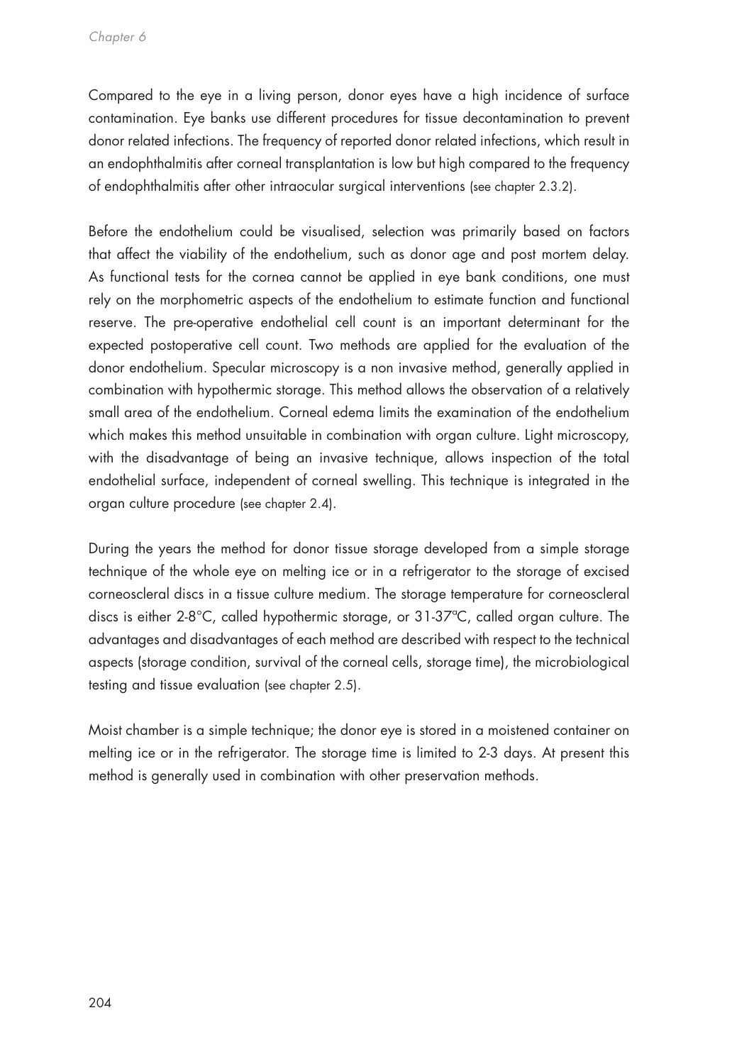Compared to the eye in a living person, donor eyes have a high incidence of surface contamination. Eye banks use different procedures for tissue decontamination to prevent donor related infections. The frequency of reported donor related infections, which result in an endophthalmitis after corneal transplantation is low but high compared to the frequency of endophthalmitis after other intraocular surgical interventions (see chapter 2.3.2).

Before the endothelium could be visualised, selection was primarily based on factors that affect the viability of the endothelium, such as donor age and post mortem delay. As functional tests for the cornea cannot be applied in eye bank conditions, one must rely on the morphometric aspects of the endothelium to estimate function and functional reserve. The pre-operative endothelial cell count is an important determinant for the expected postoperative cell count. Two methods are applied for the evaluation of the donor endothelium. Specular microscopy is a non invasive method, generally applied in combination with hypothermic storage. This method allows the observation of a relatively small area of the endothelium. Corneal edema limits the examination of the endothelium which makes this method unsuitable in combination with organ culture. Light microscopy, with the disadvantage of being an invasive technique, allows inspection of the total endothelial surface, independent of corneal swelling. This technique is integrated in the organ culture procedure (see chapter 2.4).

During the years the method for donor tissue storage developed from a simple storage technique of the whole eye on melting ice or in a refrigerator to the storage of excised corneoscleral discs in a tissue culture medium. The storage temperature for corneoscleral discs is either 2-8°C, called hypothermic storage, or 31-37ºC, called organ culture. The advantages and disadvantages of each method are described with respect to the technical aspects (storage condition, survival of the corneal cells, storage time), the microbiological testing and tissue evaluation (see chapter 2.5).

Moist chamber is a simple technique; the donor eye is stored in a moistened container on melting ice or in the refrigerator. The storage time is limited to 2-3 days. At present this method is generally used in combination with other preservation methods.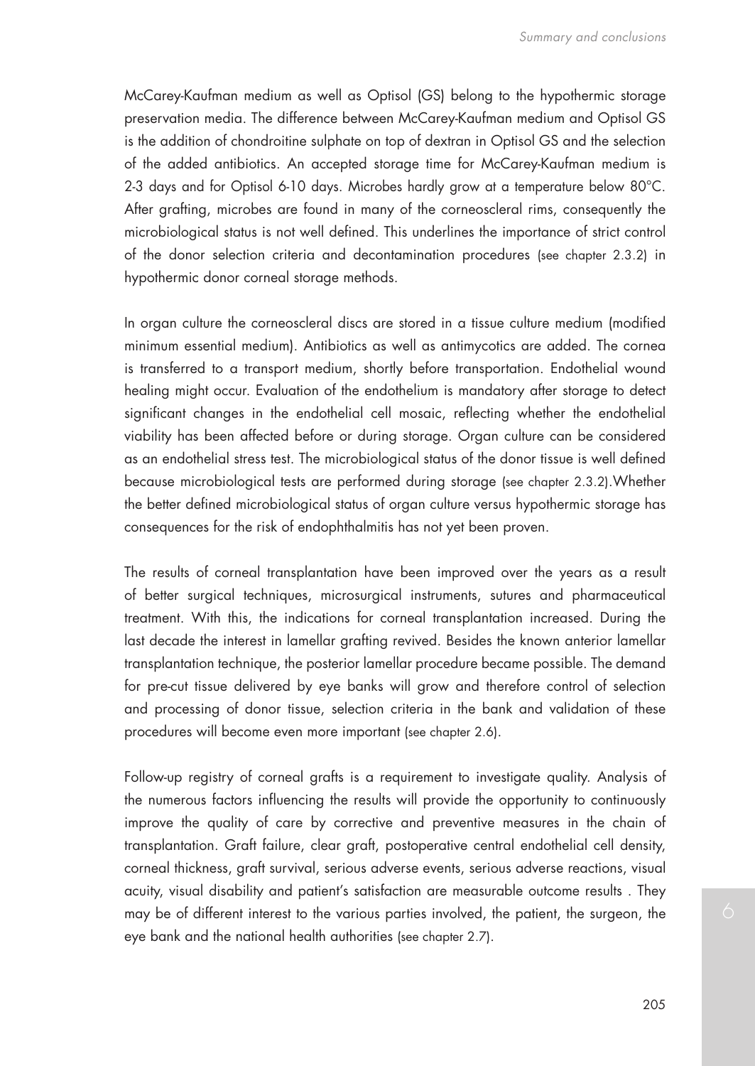McCarey-Kaufman medium as well as Optisol (GS) belong to the hypothermic storage preservation media. The difference between McCarey-Kaufman medium and Optisol GS is the addition of chondroitine sulphate on top of dextran in Optisol GS and the selection of the added antibiotics. An accepted storage time for McCarey-Kaufman medium is 2-3 days and for Optisol 6-10 days. Microbes hardly grow at a temperature below 80°C. After grafting, microbes are found in many of the corneoscleral rims, consequently the microbiological status is not well defined. This underlines the importance of strict control of the donor selection criteria and decontamination procedures (see chapter 2.3.2) in hypothermic donor corneal storage methods.

In organ culture the corneoscleral discs are stored in a tissue culture medium (modified minimum essential medium). Antibiotics as well as antimycotics are added. The cornea is transferred to a transport medium, shortly before transportation. Endothelial wound healing might occur. Evaluation of the endothelium is mandatory after storage to detect significant changes in the endothelial cell mosaic, reflecting whether the endothelial viability has been affected before or during storage. Organ culture can be considered as an endothelial stress test. The microbiological status of the donor tissue is well defined because microbiological tests are performed during storage (see chapter 2.3.2).Whether the better defined microbiological status of organ culture versus hypothermic storage has consequences for the risk of endophthalmitis has not yet been proven.

The results of corneal transplantation have been improved over the years as a result of better surgical techniques, microsurgical instruments, sutures and pharmaceutical treatment. With this, the indications for corneal transplantation increased. During the last decade the interest in lamellar grafting revived. Besides the known anterior lamellar transplantation technique, the posterior lamellar procedure became possible. The demand for pre-cut tissue delivered by eye banks will grow and therefore control of selection and processing of donor tissue, selection criteria in the bank and validation of these procedures will become even more important (see chapter 2.6).

Follow-up registry of corneal grafts is a requirement to investigate quality. Analysis of the numerous factors influencing the results will provide the opportunity to continuously improve the quality of care by corrective and preventive measures in the chain of transplantation. Graft failure, clear graft, postoperative central endothelial cell density, corneal thickness, graft survival, serious adverse events, serious adverse reactions, visual acuity, visual disability and patient's satisfaction are measurable outcome results . They may be of different interest to the various parties involved, the patient, the surgeon, the eye bank and the national health authorities (see chapter 2.7).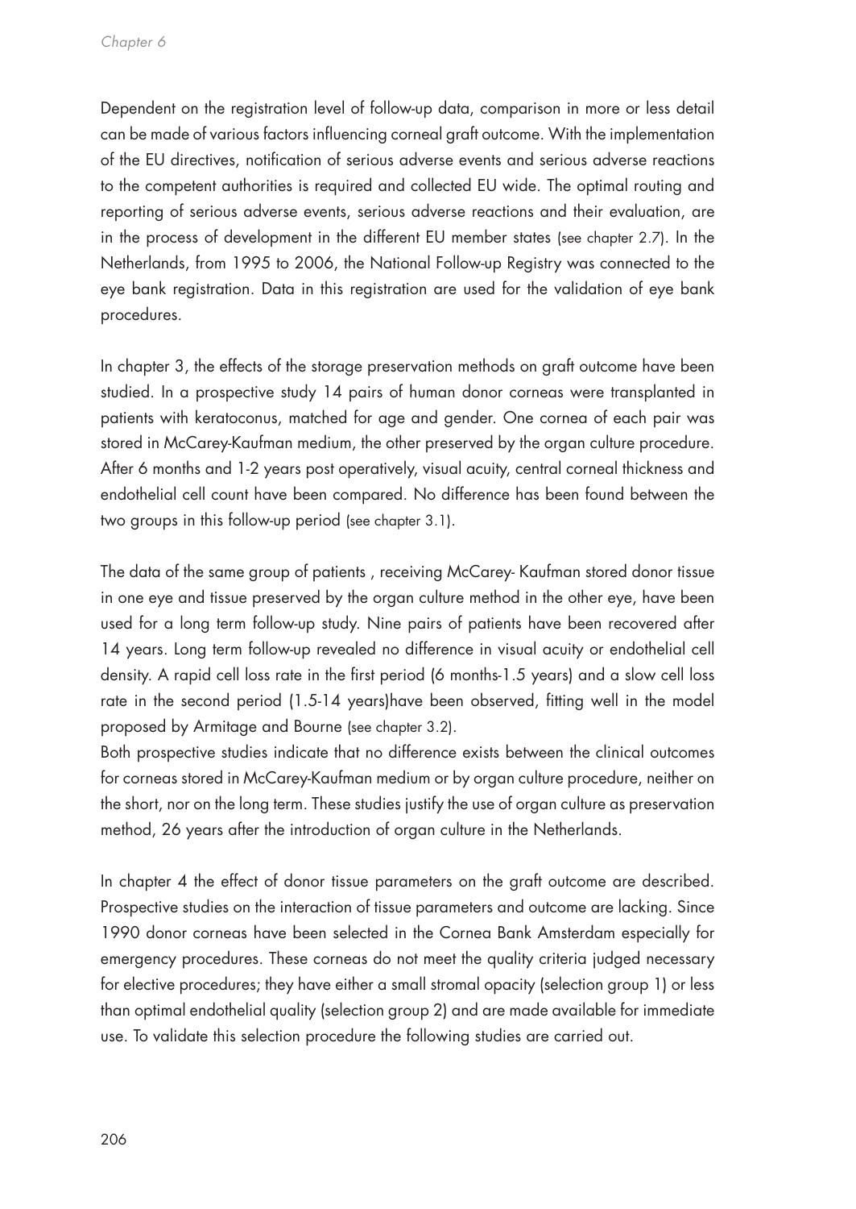Dependent on the registration level of follow-up data, comparison in more or less detail can be made of various factors influencing corneal graft outcome. With the implementation of the EU directives, notification of serious adverse events and serious adverse reactions to the competent authorities is required and collected EU wide. The optimal routing and reporting of serious adverse events, serious adverse reactions and their evaluation, are in the process of development in the different EU member states (see chapter 2.7). In the Netherlands, from 1995 to 2006, the National Follow-up Registry was connected to the eye bank registration. Data in this registration are used for the validation of eye bank procedures.

In chapter 3, the effects of the storage preservation methods on graft outcome have been studied. In a prospective study 14 pairs of human donor corneas were transplanted in patients with keratoconus, matched for age and gender. One cornea of each pair was stored in McCarey-Kaufman medium, the other preserved by the organ culture procedure. After 6 months and 1-2 years post operatively, visual acuity, central corneal thickness and endothelial cell count have been compared. No difference has been found between the two groups in this follow-up period (see chapter 3.1).

The data of the same group of patients , receiving McCarey- Kaufman stored donor tissue in one eye and tissue preserved by the organ culture method in the other eye, have been used for a long term follow-up study. Nine pairs of patients have been recovered after 14 years. Long term follow-up revealed no difference in visual acuity or endothelial cell density. A rapid cell loss rate in the first period (6 months-1.5 years) and a slow cell loss rate in the second period (1.5-14 years)have been observed, fitting well in the model proposed by Armitage and Bourne (see chapter 3.2).
Both prospective studies indicate that no difference exists between the clinical outcomes for corneas stored in McCarey-Kaufman medium or by organ culture procedure, neither on the short, nor on the long term. These studies justify the use of organ culture as preservation method, 26 years after the introduction of organ culture in the Netherlands.

In chapter 4 the effect of donor tissue parameters on the graft outcome are described. Prospective studies on the interaction of tissue parameters and outcome are lacking. Since 1990 donor corneas have been selected in the Cornea Bank Amsterdam especially for emergency procedures. These corneas do not meet the quality criteria judged necessary for elective procedures; they have either a small stromal opacity (selection group 1) or less than optimal endothelial quality (selection group 2) and are made available for immediate use. To validate this selection procedure the following studies are carried out.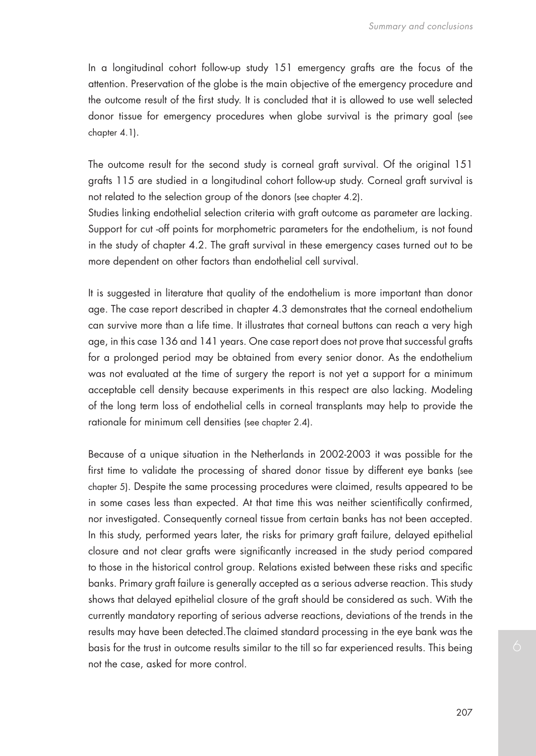In a longitudinal cohort follow-up study 151 emergency grafts are the focus of the attention. Preservation of the globe is the main objective of the emergency procedure and the outcome result of the first study. It is concluded that it is allowed to use well selected donor tissue for emergency procedures when globe survival is the primary goal (see chapter 4.1).

The outcome result for the second study is corneal graft survival. Of the original 151 grafts 115 are studied in a longitudinal cohort follow-up study. Corneal graft survival is not related to the selection group of the donors (see chapter 4.2).
Studies linking endothelial selection criteria with graft outcome as parameter are lacking. Support for cut -off points for morphometric parameters for the endothelium, is not found in the study of chapter 4.2. The graft survival in these emergency cases turned out to be more dependent on other factors than endothelial cell survival.

It is suggested in literature that quality of the endothelium is more important than donor age. The case report described in chapter 4.3 demonstrates that the corneal endothelium can survive more than a life time. It illustrates that corneal buttons can reach a very high age, in this case 136 and 141 years. One case report does not prove that successful grafts for a prolonged period may be obtained from every senior donor. As the endothelium was not evaluated at the time of surgery the report is not yet a support for a minimum acceptable cell density because experiments in this respect are also lacking. Modeling of the long term loss of endothelial cells in corneal transplants may help to provide the rationale for minimum cell densities (see chapter 2.4).

Because of a unique situation in the Netherlands in 2002-2003 it was possible for the first time to validate the processing of shared donor tissue by different eye banks (see chapter 5). Despite the same processing procedures were claimed, results appeared to be in some cases less than expected. At that time this was neither scientifically confirmed, nor investigated. Consequently corneal tissue from certain banks has not been accepted. In this study, performed years later, the risks for primary graft failure, delayed epithelial closure and not clear grafts were significantly increased in the study period compared to those in the historical control group. Relations existed between these risks and specific banks. Primary graft failure is generally accepted as a serious adverse reaction. This study shows that delayed epithelial closure of the graft should be considered as such. With the currently mandatory reporting of serious adverse reactions, deviations of the trends in the results may have been detected.The claimed standard processing in the eye bank was the basis for the trust in outcome results similar to the till so far experienced results. This being not the case, asked for more control.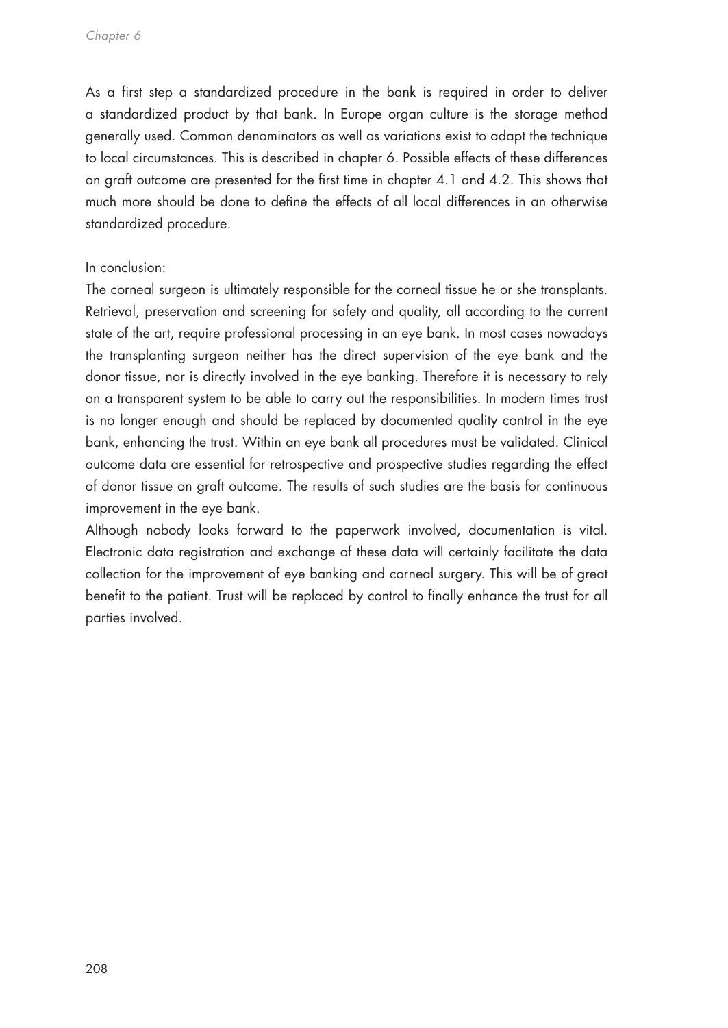As a first step a standardized procedure in the bank is required in order to deliver a standardized product by that bank. In Europe organ culture is the storage method generally used. Common denominators as well as variations exist to adapt the technique to local circumstances. This is described in chapter 6. Possible effects of these differences on graft outcome are presented for the first time in chapter 4.1 and 4.2. This shows that much more should be done to define the effects of all local differences in an otherwise standardized procedure.

In conclusion:
The corneal surgeon is ultimately responsible for the corneal tissue he or she transplants. Retrieval, preservation and screening for safety and quality, all according to the current state of the art, require professional processing in an eye bank. In most cases nowadays the transplanting surgeon neither has the direct supervision of the eye bank and the donor tissue, nor is directly involved in the eye banking. Therefore it is necessary to rely on a transparent system to be able to carry out the responsibilities. In modern times trust is no longer enough and should be replaced by documented quality control in the eye bank, enhancing the trust. Within an eye bank all procedures must be validated. Clinical outcome data are essential for retrospective and prospective studies regarding the effect of donor tissue on graft outcome. The results of such studies are the basis for continuous improvement in the eye bank.
Although nobody looks forward to the paperwork involved, documentation is vital. Electronic data registration and exchange of these data will certainly facilitate the data collection for the improvement of eye banking and corneal surgery. This will be of great benefit to the patient. Trust will be replaced by control to finally enhance the trust for all parties involved.